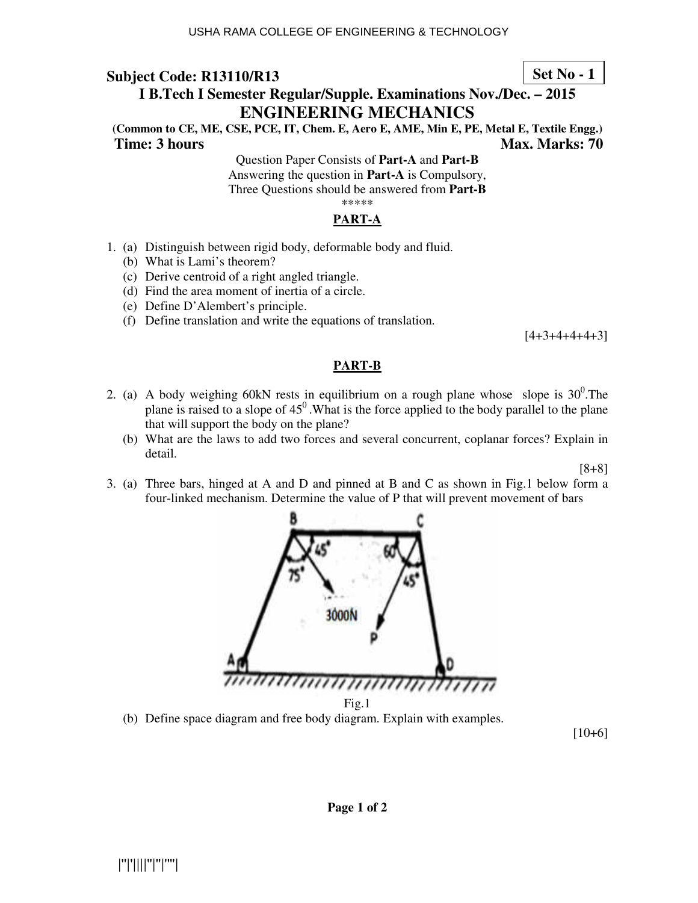USHA RAMA COLLEGE OF ENGINEERING & TECHNOLOGY

**Subject Code: R13110/R13** **Set No - 1**

## I B.Tech I Semester Regular/Supple. Examinations Nov./Dec. – 2015

## ENGINEERING MECHANICS

**(Common to CE, ME, CSE, PCE, IT, Chem. E, Aero E, AME, Min E, PE, Metal E, Textile Engg.)**

**Time: 3 hours** **Max. Marks: 70**

Question Paper Consists of **Part-A** and **Part-B**
Answering the question in **Part-A** is Compulsory,
Three Questions should be answered from **Part-B**

*****

### PART-A

1. (a) Distinguish between rigid body, deformable body and fluid.
   (b) What is Lami's theorem?
   (c) Derive centroid of a right angled triangle.
   (d) Find the area moment of inertia of a circle.
   (e) Define D'Alembert's principle.
   (f) Define translation and write the equations of translation.

[4+3+4+4+4+3]

### PART-B

2. (a) A body weighing 60kN rests in equilibrium on a rough plane whose slope is $30^0$. The plane is raised to a slope of $45^0$. What is the force applied to the body parallel to the plane that will support the body on the plane?
   (b) What are the laws to add two forces and several concurrent, coplanar forces? Explain in detail.

[8+8]

3. (a) Three bars, hinged at A and D and pinned at B and C as shown in Fig.1 below form a four-linked mechanism. Determine the value of P that will prevent movement of bars

Fig.1

   (b) Define space diagram and free body diagram. Explain with examples.

[10+6]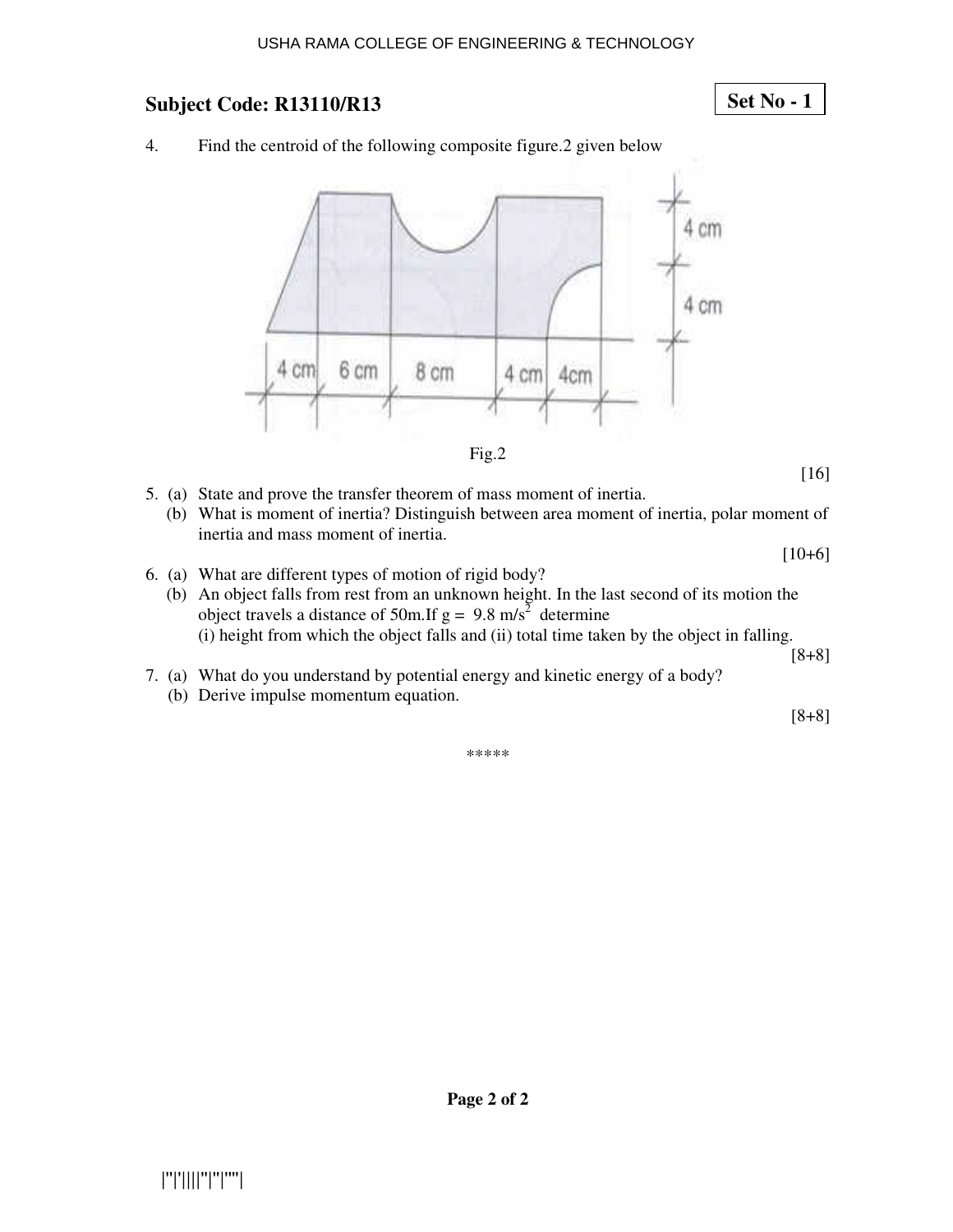**Subject Code: R13110/R13**

**Set No - 1**

4. Find the centroid of the following composite figure.2 given below

Fig.2

[16]

5. (a) State and prove the transfer theorem of mass moment of inertia.
   (b) What is moment of inertia? Distinguish between area moment of inertia, polar moment of inertia and mass moment of inertia.

[10+6]

6. (a) What are different types of motion of rigid body?
   (b) An object falls from rest from an unknown height. In the last second of its motion the object travels a distance of 50m.If $g = 9.8 \text{ m/s}^2$ determine
   (i) height from which the object falls and (ii) total time taken by the object in falling.

[8+8]

7. (a) What do you understand by potential energy and kinetic energy of a body?
   (b) Derive impulse momentum equation.

[8+8]

*****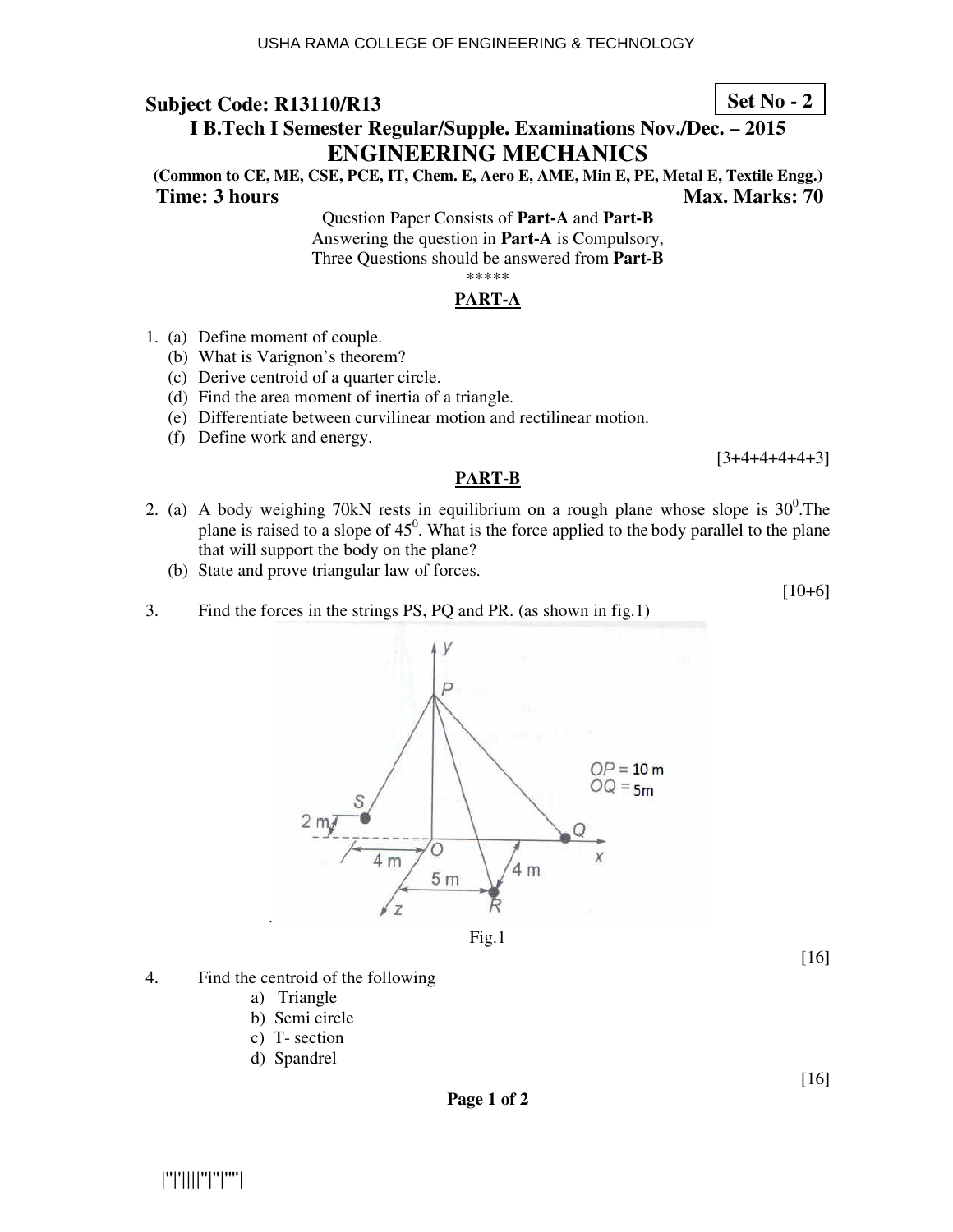USHA RAMA COLLEGE OF ENGINEERING & TECHNOLOGY

**Subject Code: R13110/R13** **Set No - 2**

## I B.Tech I Semester Regular/Supple. Examinations Nov./Dec. – 2015

# ENGINEERING MECHANICS

**(Common to CE, ME, CSE, PCE, IT, Chem. E, Aero E, AME, Min E, PE, Metal E, Textile Engg.)**

**Time: 3 hours** **Max. Marks: 70**

Question Paper Consists of **Part-A** and **Part-B**
Answering the question in **Part-A** is Compulsory,
Three Questions should be answered from **Part-B**

\*\*\*\*\*

## PART-A

1. (a) Define moment of couple.
   (b) What is Varignon's theorem?
   (c) Derive centroid of a quarter circle.
   (d) Find the area moment of inertia of a triangle.
   (e) Differentiate between curvilinear motion and rectilinear motion.
   (f) Define work and energy.

[3+4+4+4+4+3]

## PART-B

2. (a) A body weighing 70kN rests in equilibrium on a rough plane whose slope is $30^0$. The plane is raised to a slope of $45^0$. What is the force applied to the body parallel to the plane that will support the body on the plane?
   (b) State and prove triangular law of forces.

[10+6]

3. Find the forces in the strings PS, PQ and PR. (as shown in fig.1)

OP = 10 m
OQ = 5m

Fig.1

[16]

4. Find the centroid of the following
   a) Triangle
   b) Semi circle
   c) T- section
   d) Spandrel

[16]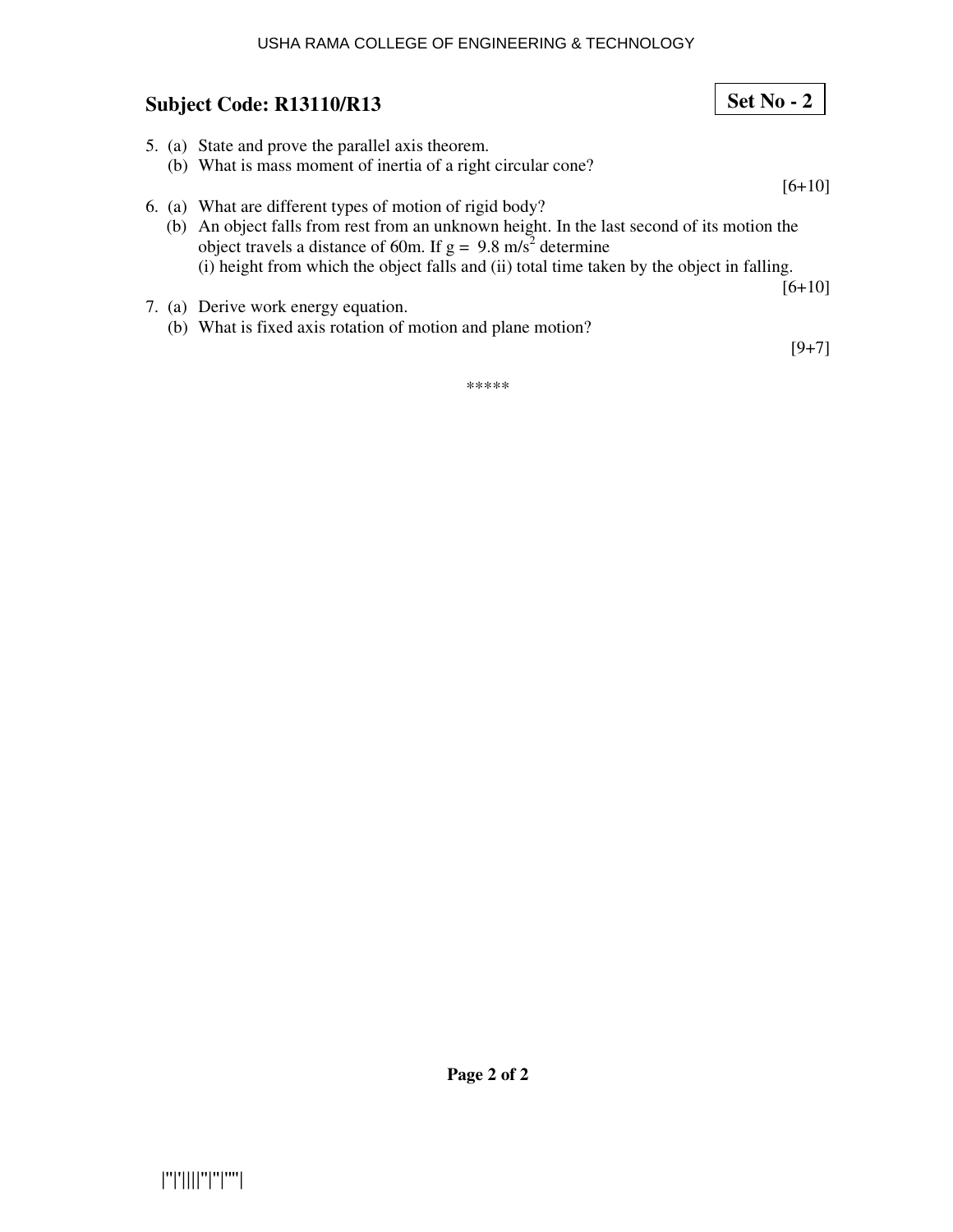**Subject Code: R13110/R13** **Set No - 2**

5. (a) State and prove the parallel axis theorem.
   (b) What is mass moment of inertia of a right circular cone?

   [6+10]

6. (a) What are different types of motion of rigid body?
   (b) An object falls from rest from an unknown height. In the last second of its motion the object travels a distance of 60m. If $g = 9.8\ m/s^2$ determine
   (i) height from which the object falls and (ii) total time taken by the object in falling.

   [6+10]

7. (a) Derive work energy equation.
   (b) What is fixed axis rotation of motion and plane motion?

   [9+7]

*****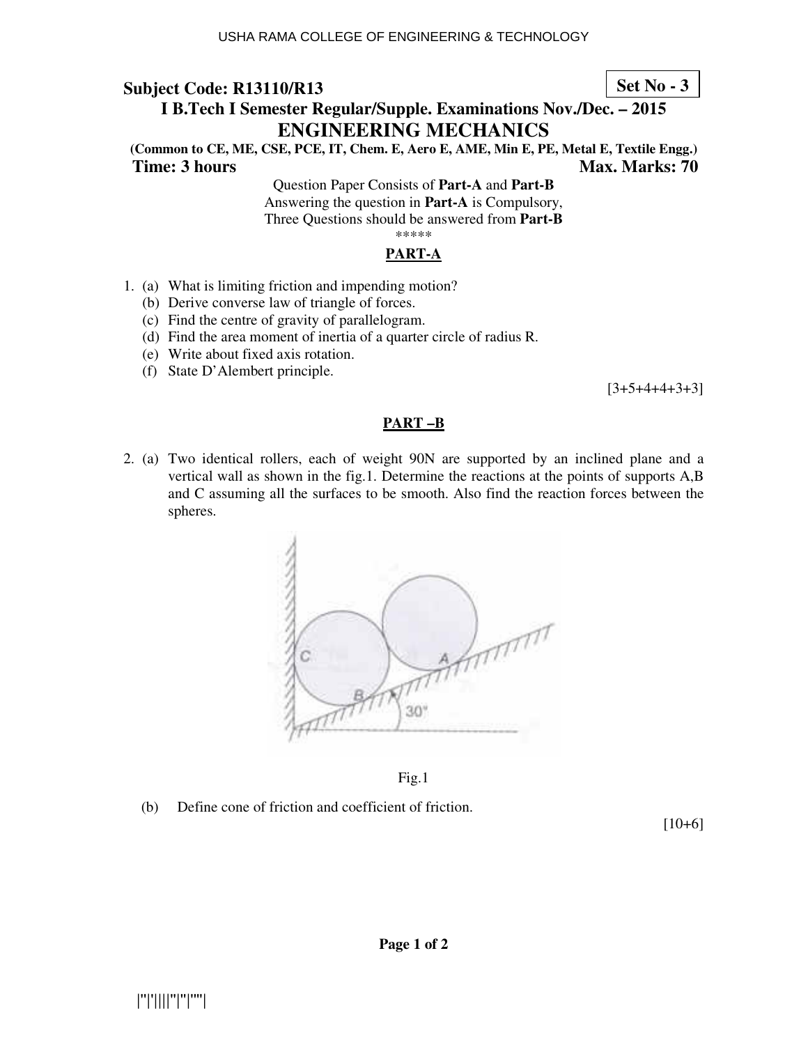**Subject Code: R13110/R13** **Set No - 3**

**I B.Tech I Semester Regular/Supple. Examinations Nov./Dec. – 2015**

# ENGINEERING MECHANICS

**(Common to CE, ME, CSE, PCE, IT, Chem. E, Aero E, AME, Min E, PE, Metal E, Textile Engg.)**

**Time: 3 hours** **Max. Marks: 70**

Question Paper Consists of **Part-A** and **Part-B**
Answering the question in **Part-A** is Compulsory,
Three Questions should be answered from **Part-B**

*****

## PART-A

1. (a) What is limiting friction and impending motion?
   (b) Derive converse law of triangle of forces.
   (c) Find the centre of gravity of parallelogram.
   (d) Find the area moment of inertia of a quarter circle of radius R.
   (e) Write about fixed axis rotation.
   (f) State D'Alembert principle.

[3+5+4+4+3+3]

## PART –B

2. (a) Two identical rollers, each of weight 90N are supported by an inclined plane and a vertical wall as shown in the fig.1. Determine the reactions at the points of supports A,B and C assuming all the surfaces to be smooth. Also find the reaction forces between the spheres.

Fig.1

   (b) Define cone of friction and coefficient of friction.

[10+6]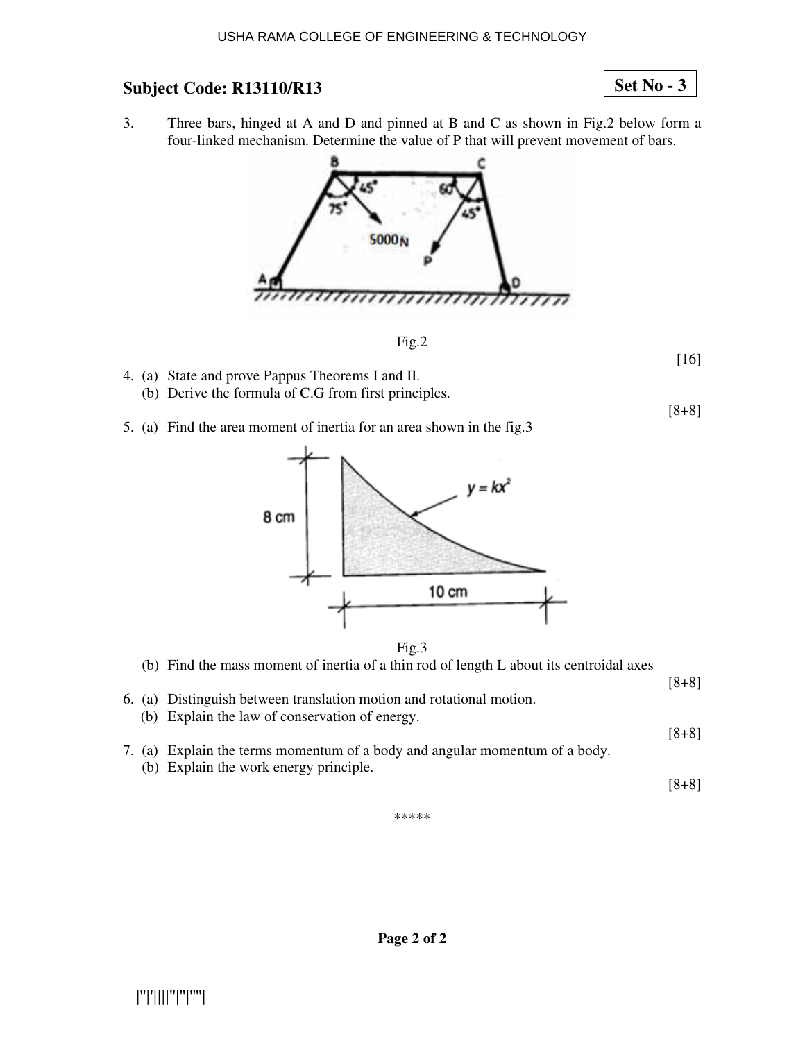**Subject Code: R13110/R13**

**Set No - 3**

3. Three bars, hinged at A and D and pinned at B and C as shown in Fig.2 below form a four-linked mechanism. Determine the value of P that will prevent movement of bars.

Fig.2

[16]

4. (a) State and prove Pappus Theorems I and II.
   (b) Derive the formula of C.G from first principles.

[8+8]

5. (a) Find the area moment of inertia for an area shown in the fig.3

Fig.3

   (b) Find the mass moment of inertia of a thin rod of length L about its centroidal axes

[8+8]

6. (a) Distinguish between translation motion and rotational motion.
   (b) Explain the law of conservation of energy.

[8+8]

7. (a) Explain the terms momentum of a body and angular momentum of a body.
   (b) Explain the work energy principle.

[8+8]

*****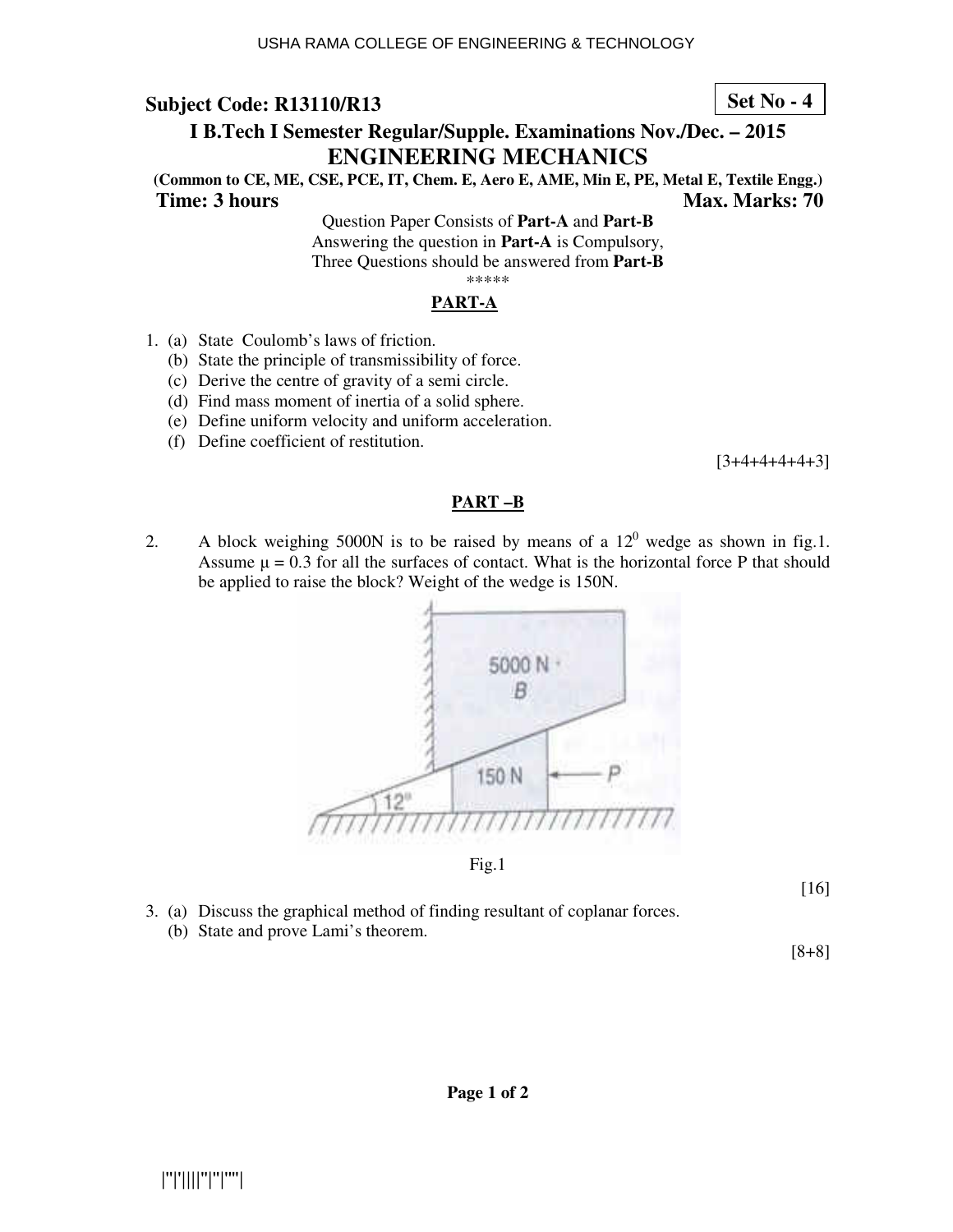Subject Code: R13110/R13

**Set No - 4**

**I B.Tech I Semester Regular/Supple. Examinations Nov./Dec. – 2015**

# ENGINEERING MECHANICS

**(Common to CE, ME, CSE, PCE, IT, Chem. E, Aero E, AME, Min E, PE, Metal E, Textile Engg.)**

**Time: 3 hours** **Max. Marks: 70**

Question Paper Consists of **Part-A** and **Part-B**
Answering the question in **Part-A** is Compulsory,
Three Questions should be answered from **Part-B**

\*\*\*\*\*

## PART-A

1. (a) State Coulomb's laws of friction.
   (b) State the principle of transmissibility of force.
   (c) Derive the centre of gravity of a semi circle.
   (d) Find mass moment of inertia of a solid sphere.
   (e) Define uniform velocity and uniform acceleration.
   (f) Define coefficient of restitution.

[3+4+4+4+4+3]

## PART –B

2. A block weighing 5000N is to be raised by means of a $12^0$ wedge as shown in fig.1. Assume $\mu = 0.3$ for all the surfaces of contact. What is the horizontal force P that should be applied to raise the block? Weight of the wedge is 150N.

Fig.1

[16]

3. (a) Discuss the graphical method of finding resultant of coplanar forces.
   (b) State and prove Lami's theorem.

[8+8]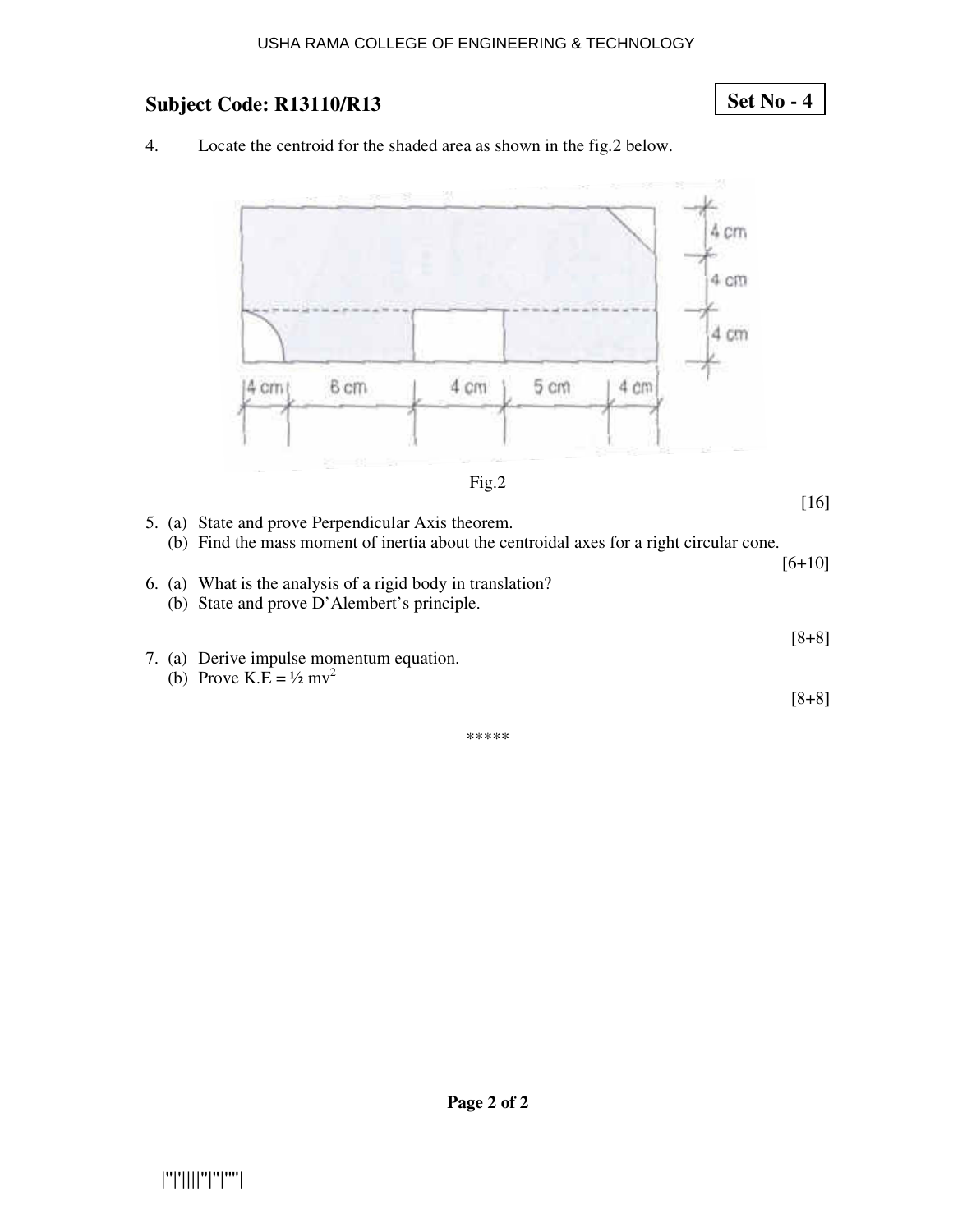**Subject Code: R13110/R13**

**Set No - 4**

4. Locate the centroid for the shaded area as shown in the fig.2 below.

4 cm
4 cm
4 cm
4 cm
6 cm
4 cm
5 cm
4 cm

Fig.2

[16]

5. (a) State and prove Perpendicular Axis theorem.
   (b) Find the mass moment of inertia about the centroidal axes for a right circular cone.

[6+10]

6. (a) What is the analysis of a rigid body in translation?
   (b) State and prove D'Alembert's principle.

[8+8]

7. (a) Derive impulse momentum equation.
   (b) Prove K.E = ½ $mv^2$

[8+8]

*****